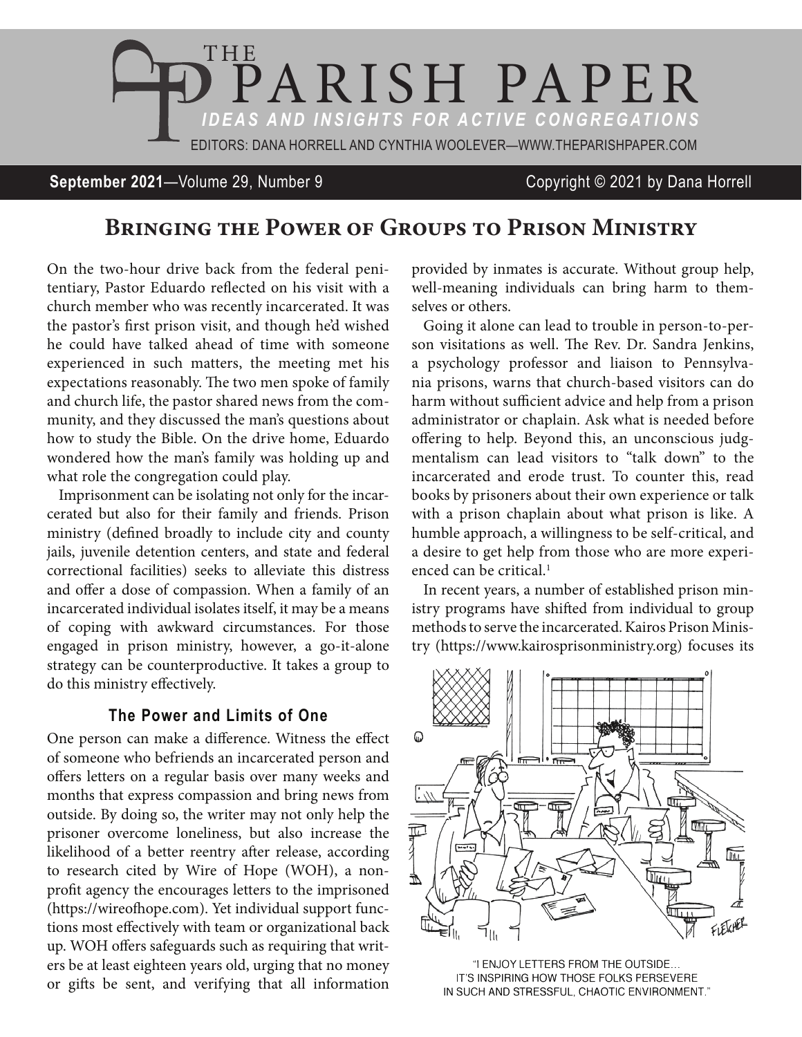# THE PARISH PAPER

*IDEAS AND INSIGHTS FOR ACTIVE CONGREGATIONS*

EDITORS: DANA HORRELL AND CYNTHIA WOOLEVER—WWW.THEPARISHPAPER.COM

**September 2021**—Volume 29, Number 9 Copyright © 2021 by Dana Horrell

## Bringing the Power of Groups to Prison Ministry

On the two-hour drive back from the federal penitentiary, Pastor Eduardo reflected on his visit with a church member who was recently incarcerated. It was the pastor's first prison visit, and though he'd wished he could have talked ahead of time with someone experienced in such matters, the meeting met his expectations reasonably. The two men spoke of family and church life, the pastor shared news from the community, and they discussed the man's questions about how to study the Bible. On the drive home, Eduardo wondered how the man's family was holding up and what role the congregation could play.

Imprisonment can be isolating not only for the incarcerated but also for their family and friends. Prison ministry (defined broadly to include city and county jails, juvenile detention centers, and state and federal correctional facilities) seeks to alleviate this distress and offer a dose of compassion. When a family of an incarcerated individual isolates itself, it may be a means of coping with awkward circumstances. For those engaged in prison ministry, however, a go-it-alone strategy can be counterproductive. It takes a group to do this ministry effectively.

### The Power and Limits of One

One person can make a difference. Witness the effect of someone who befriends an incarcerated person and offers letters on a regular basis over many weeks and months that express compassion and bring news from outside. By doing so, the writer may not only help the prisoner overcome loneliness, but also increase the likelihood of a better reentry after release, according to research cited by Wire of Hope (WOH), a nonprofit agency the encourages letters to the imprisoned (https://wireofhope.com). Yet individual support functions most effectively with team or organizational back up. WOH offers safeguards such as requiring that writers be at least eighteen years old, urging that no money or gifts be sent, and verifying that all information provided by inmates is accurate. Without group help, well-meaning individuals can bring harm to themselves or others.

Going it alone can lead to trouble in person-to-person visitations as well. The Rev. Dr. Sandra Jenkins, a psychology professor and liaison to Pennsylvania prisons, warns that church-based visitors can do harm without sufficient advice and help from a prison administrator or chaplain. Ask what is needed before offering to help. Beyond this, an unconscious judgmentalism can lead visitors to "talk down" to the incarcerated and erode trust. To counter this, read books by prisoners about their own experience or talk with a prison chaplain about what prison is like. A humble approach, a willingness to be self-critical, and a desire to get help from those who are more experienced can be critical.[1]

In recent years, a number of established prison ministry programs have shifted from individual to group methods to serve the incarcerated. Kairos Prison Ministry (https://www.kairosprisonministry.org) focuses its

"I ENJOY LETTERS FROM THE OUTSIDE… IT'S INSPIRING HOW THOSE FOLKS PERSEVERE IN SUCH AND STRESSFUL, CHAOTIC ENVIRONMENT."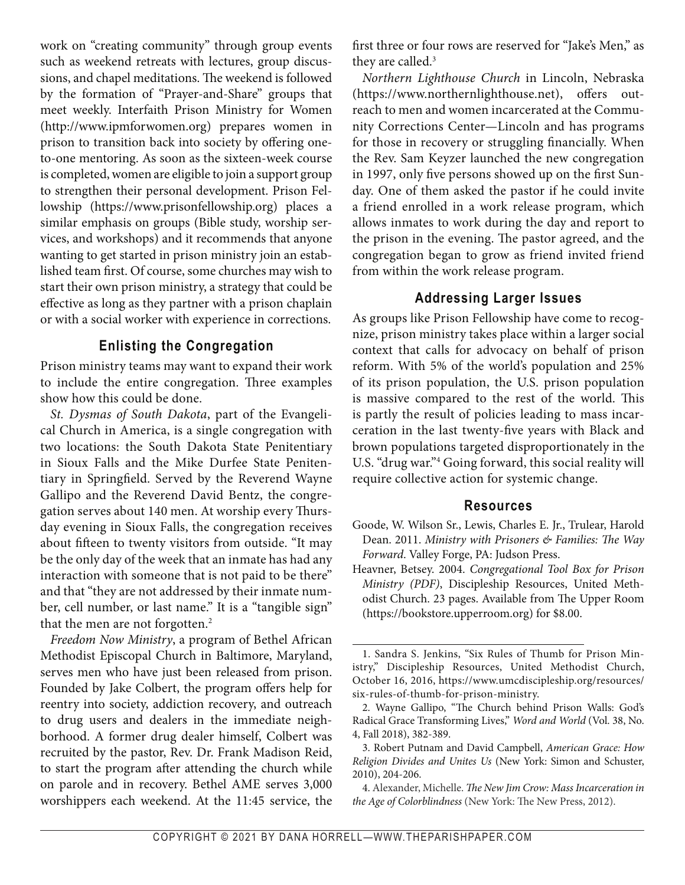work on "creating community" through group events such as weekend retreats with lectures, group discussions, and chapel meditations. The weekend is followed by the formation of "Prayer-and-Share" groups that meet weekly. Interfaith Prison Ministry for Women (http://www.ipmforwomen.org) prepares women in prison to transition back into society by offering one-to-one mentoring. As soon as the sixteen-week course is completed, women are eligible to join a support group to strengthen their personal development. Prison Fellowship (https://www.prisonfellowship.org) places a similar emphasis on groups (Bible study, worship services, and workshops) and it recommends that anyone wanting to get started in prison ministry join an established team first. Of course, some churches may wish to start their own prison ministry, a strategy that could be effective as long as they partner with a prison chaplain or with a social worker with experience in corrections.

## Enlisting the Congregation

Prison ministry teams may want to expand their work to include the entire congregation. Three examples show how this could be done.

*St. Dysmas of South Dakota*, part of the Evangelical Church in America, is a single congregation with two locations: the South Dakota State Penitentiary in Sioux Falls and the Mike Durfee State Penitentiary in Springfield. Served by the Reverend Wayne Gallipo and the Reverend David Bentz, the congregation serves about 140 men. At worship every Thursday evening in Sioux Falls, the congregation receives about fifteen to twenty visitors from outside. "It may be the only day of the week that an inmate has had any interaction with someone that is not paid to be there" and that "they are not addressed by their inmate number, cell number, or last name." It is a "tangible sign" that the men are not forgotten.[2]

*Freedom Now Ministry*, a program of Bethel African Methodist Episcopal Church in Baltimore, Maryland, serves men who have just been released from prison. Founded by Jake Colbert, the program offers help for reentry into society, addiction recovery, and outreach to drug users and dealers in the immediate neighborhood. A former drug dealer himself, Colbert was recruited by the pastor, Rev. Dr. Frank Madison Reid, to start the program after attending the church while on parole and in recovery. Bethel AME serves 3,000 worshippers each weekend. At the 11:45 service, the first three or four rows are reserved for "Jake's Men," as they are called.[3]

*Northern Lighthouse Church* in Lincoln, Nebraska (https://www.northernlighthouse.net), offers outreach to men and women incarcerated at the Community Corrections Center—Lincoln and has programs for those in recovery or struggling financially. When the Rev. Sam Keyzer launched the new congregation in 1997, only five persons showed up on the first Sunday. One of them asked the pastor if he could invite a friend enrolled in a work release program, which allows inmates to work during the day and report to the prison in the evening. The pastor agreed, and the congregation began to grow as friend invited friend from within the work release program.

## Addressing Larger Issues

As groups like Prison Fellowship have come to recognize, prison ministry takes place within a larger social context that calls for advocacy on behalf of prison reform. With 5% of the world's population and 25% of its prison population, the U.S. prison population is massive compared to the rest of the world. This is partly the result of policies leading to mass incarceration in the last twenty-five years with Black and brown populations targeted disproportionately in the U.S. "drug war."[4] Going forward, this social reality will require collective action for systemic change.

## Resources

Goode, W. Wilson Sr., Lewis, Charles E. Jr., Trulear, Harold Dean. 2011. *Ministry with Prisoners & Families: The Way Forward*. Valley Forge, PA: Judson Press.

Heavner, Betsey. 2004. *Congregational Tool Box for Prison Ministry (PDF)*, Discipleship Resources, United Methodist Church. 23 pages. Available from The Upper Room (https://bookstore.upperroom.org) for $8.00.

---

1. Sandra S. Jenkins, "Six Rules of Thumb for Prison Ministry," Discipleship Resources, United Methodist Church, October 16, 2016, https://www.umcdiscipleship.org/resources/six-rules-of-thumb-for-prison-ministry.

2. Wayne Gallipo, "The Church behind Prison Walls: God's Radical Grace Transforming Lives," *Word and World* (Vol. 38, No. 4, Fall 2018), 382-389.

3. Robert Putnam and David Campbell, *American Grace: How Religion Divides and Unites Us* (New York: Simon and Schuster, 2010), 204-206.

4. Alexander, Michelle. *The New Jim Crow: Mass Incarceration in the Age of Colorblindness* (New York: The New Press, 2012).

COPYRIGHT © 2021 BY DANA HORRELL—WWW.THEPARISHPAPER.COM